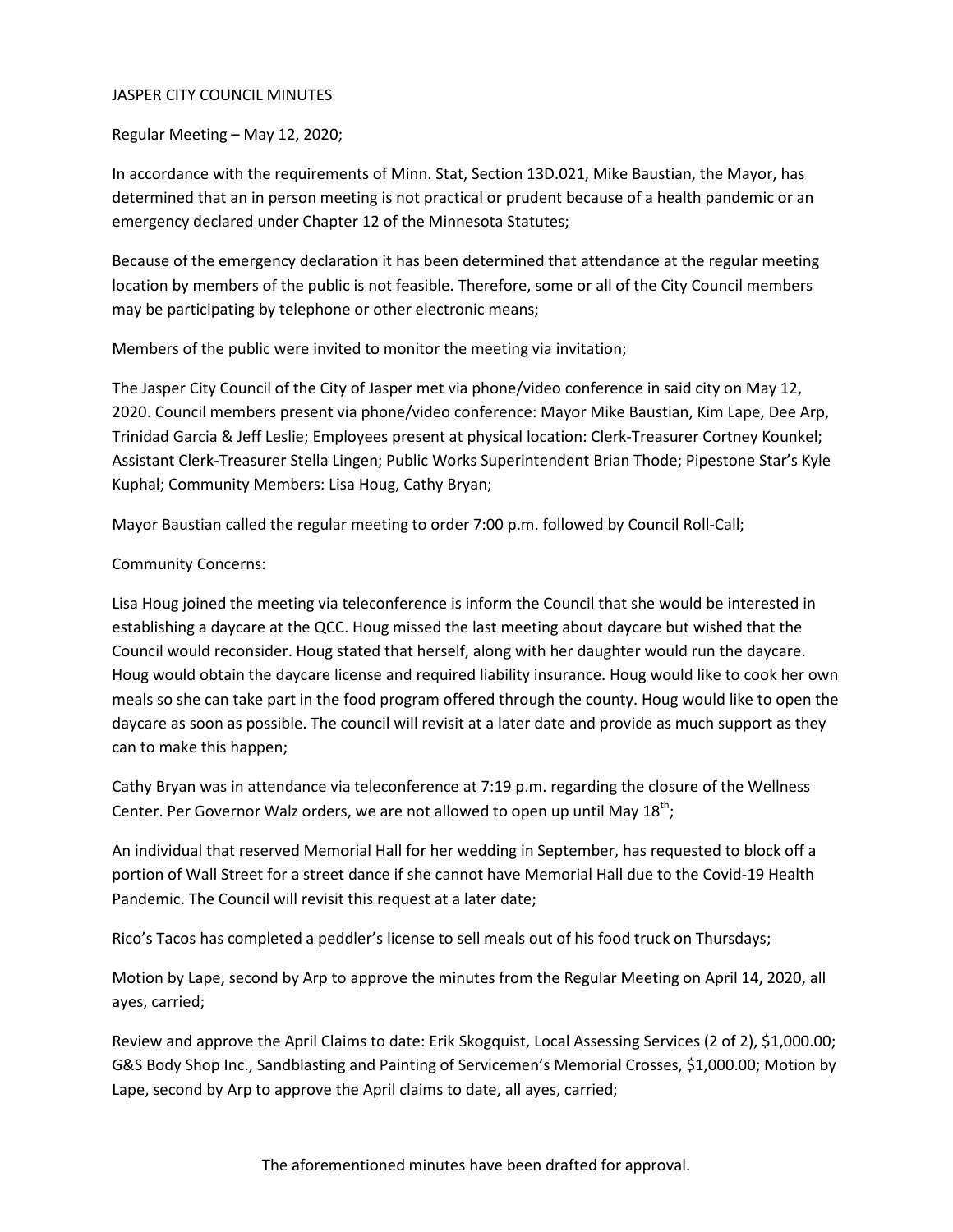JASPER CITY COUNCIL MINUTES

Regular Meeting – May 12, 2020;

In accordance with the requirements of Minn. Stat, Section 13D.021, Mike Baustian, the Mayor, has determined that an in person meeting is not practical or prudent because of a health pandemic or an emergency declared under Chapter 12 of the Minnesota Statutes;

Because of the emergency declaration it has been determined that attendance at the regular meeting location by members of the public is not feasible. Therefore, some or all of the City Council members may be participating by telephone or other electronic means;

Members of the public were invited to monitor the meeting via invitation;

The Jasper City Council of the City of Jasper met via phone/video conference in said city on May 12, 2020. Council members present via phone/video conference: Mayor Mike Baustian, Kim Lape, Dee Arp, Trinidad Garcia & Jeff Leslie; Employees present at physical location: Clerk-Treasurer Cortney Kounkel; Assistant Clerk-Treasurer Stella Lingen; Public Works Superintendent Brian Thode; Pipestone Star's Kyle Kuphal; Community Members: Lisa Houg, Cathy Bryan;

Mayor Baustian called the regular meeting to order 7:00 p.m. followed by Council Roll-Call;

Community Concerns:

Lisa Houg joined the meeting via teleconference is inform the Council that she would be interested in establishing a daycare at the QCC. Houg missed the last meeting about daycare but wished that the Council would reconsider. Houg stated that herself, along with her daughter would run the daycare. Houg would obtain the daycare license and required liability insurance. Houg would like to cook her own meals so she can take part in the food program offered through the county. Houg would like to open the daycare as soon as possible. The council will revisit at a later date and provide as much support as they can to make this happen;

Cathy Bryan was in attendance via teleconference at 7:19 p.m. regarding the closure of the Wellness Center. Per Governor Walz orders, we are not allowed to open up until May 18th;

An individual that reserved Memorial Hall for her wedding in September, has requested to block off a portion of Wall Street for a street dance if she cannot have Memorial Hall due to the Covid-19 Health Pandemic. The Council will revisit this request at a later date;

Rico's Tacos has completed a peddler's license to sell meals out of his food truck on Thursdays;

Motion by Lape, second by Arp to approve the minutes from the Regular Meeting on April 14, 2020, all ayes, carried;

Review and approve the April Claims to date: Erik Skogquist, Local Assessing Services (2 of 2), $1,000.00; G&S Body Shop Inc., Sandblasting and Painting of Servicemen's Memorial Crosses, $1,000.00; Motion by Lape, second by Arp to approve the April claims to date, all ayes, carried;

The aforementioned minutes have been drafted for approval.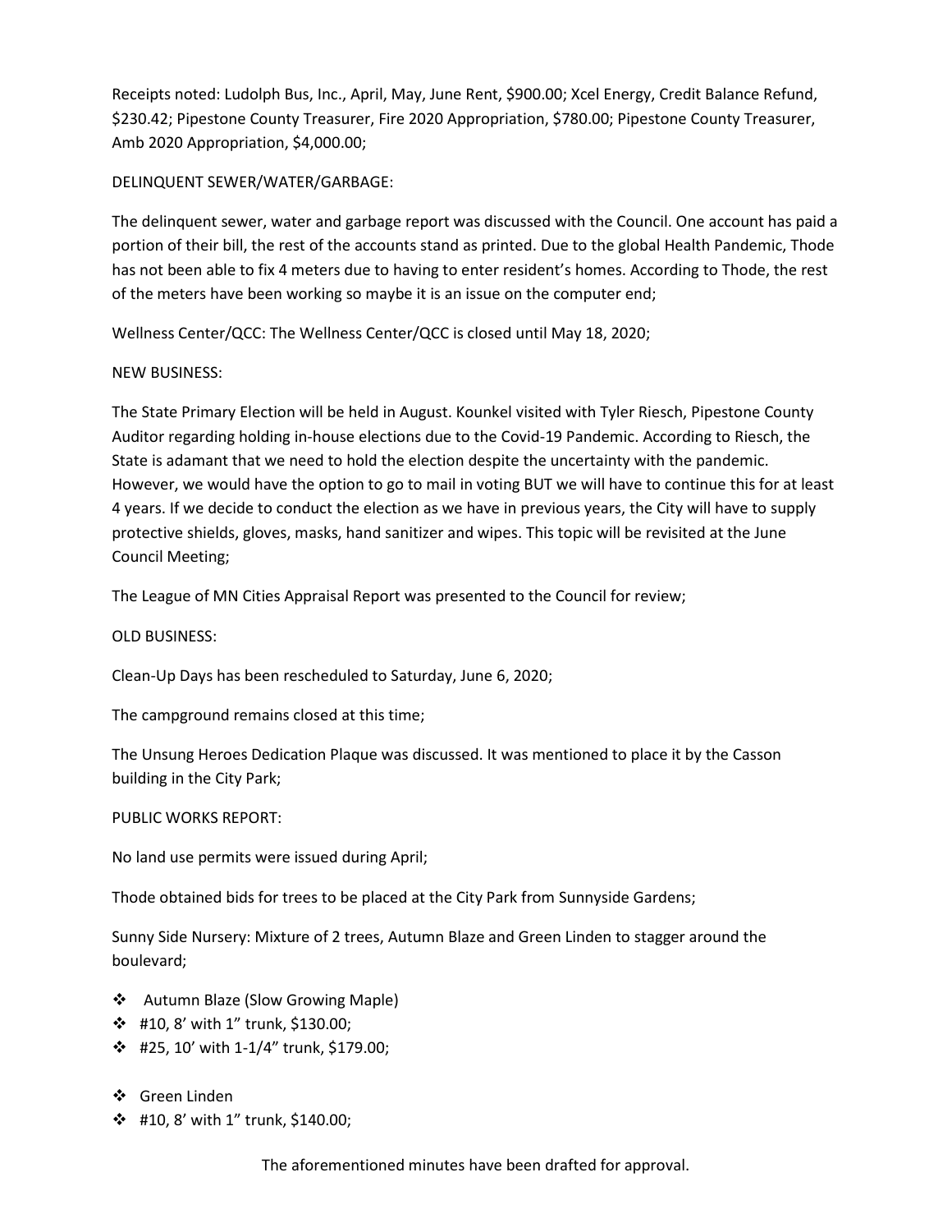Receipts noted: Ludolph Bus, Inc., April, May, June Rent, $900.00; Xcel Energy, Credit Balance Refund, $230.42; Pipestone County Treasurer, Fire 2020 Appropriation, $780.00; Pipestone County Treasurer, Amb 2020 Appropriation, $4,000.00;

DELINQUENT SEWER/WATER/GARBAGE:

The delinquent sewer, water and garbage report was discussed with the Council. One account has paid a portion of their bill, the rest of the accounts stand as printed. Due to the global Health Pandemic, Thode has not been able to fix 4 meters due to having to enter resident's homes. According to Thode, the rest of the meters have been working so maybe it is an issue on the computer end;

Wellness Center/QCC: The Wellness Center/QCC is closed until May 18, 2020;

NEW BUSINESS:

The State Primary Election will be held in August. Kounkel visited with Tyler Riesch, Pipestone County Auditor regarding holding in-house elections due to the Covid-19 Pandemic. According to Riesch, the State is adamant that we need to hold the election despite the uncertainty with the pandemic. However, we would have the option to go to mail in voting BUT we will have to continue this for at least 4 years. If we decide to conduct the election as we have in previous years, the City will have to supply protective shields, gloves, masks, hand sanitizer and wipes. This topic will be revisited at the June Council Meeting;

The League of MN Cities Appraisal Report was presented to the Council for review;

OLD BUSINESS:

Clean-Up Days has been rescheduled to Saturday, June 6, 2020;

The campground remains closed at this time;

The Unsung Heroes Dedication Plaque was discussed. It was mentioned to place it by the Casson building in the City Park;

PUBLIC WORKS REPORT:

No land use permits were issued during April;

Thode obtained bids for trees to be placed at the City Park from Sunnyside Gardens;

Sunny Side Nursery: Mixture of 2 trees, Autumn Blaze and Green Linden to stagger around the boulevard;

- Autumn Blaze (Slow Growing Maple)
- #10, 8' with 1" trunk, $130.00;
- #25, 10' with 1-1/4" trunk, $179.00;

- Green Linden
- #10, 8' with 1" trunk, $140.00;

The aforementioned minutes have been drafted for approval.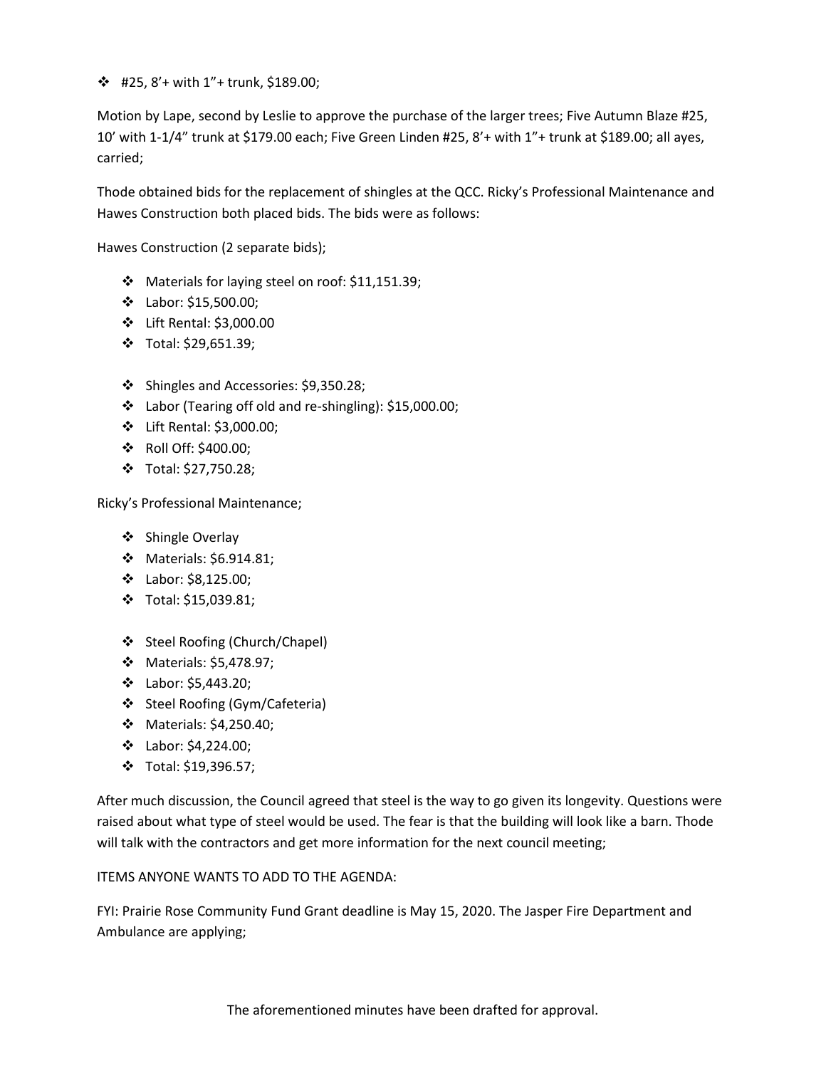- #25, 8'+ with 1"+ trunk, $189.00;

Motion by Lape, second by Leslie to approve the purchase of the larger trees; Five Autumn Blaze #25, 10' with 1-1/4" trunk at $179.00 each; Five Green Linden #25, 8'+ with 1"+ trunk at $189.00; all ayes, carried;

Thode obtained bids for the replacement of shingles at the QCC. Ricky's Professional Maintenance and Hawes Construction both placed bids. The bids were as follows:

Hawes Construction (2 separate bids);

- Materials for laying steel on roof: $11,151.39;
- Labor: $15,500.00;
- Lift Rental: $3,000.00
- Total: $29,651.39;

- Shingles and Accessories: $9,350.28;
- Labor (Tearing off old and re-shingling): $15,000.00;
- Lift Rental: $3,000.00;
- Roll Off: $400.00;
- Total: $27,750.28;

Ricky's Professional Maintenance;

- Shingle Overlay
- Materials: $6.914.81;
- Labor: $8,125.00;
- Total: $15,039.81;

- Steel Roofing (Church/Chapel)
- Materials: $5,478.97;
- Labor: $5,443.20;
- Steel Roofing (Gym/Cafeteria)
- Materials: $4,250.40;
- Labor: $4,224.00;
- Total: $19,396.57;

After much discussion, the Council agreed that steel is the way to go given its longevity. Questions were raised about what type of steel would be used. The fear is that the building will look like a barn. Thode will talk with the contractors and get more information for the next council meeting;

ITEMS ANYONE WANTS TO ADD TO THE AGENDA:

FYI: Prairie Rose Community Fund Grant deadline is May 15, 2020. The Jasper Fire Department and Ambulance are applying;

The aforementioned minutes have been drafted for approval.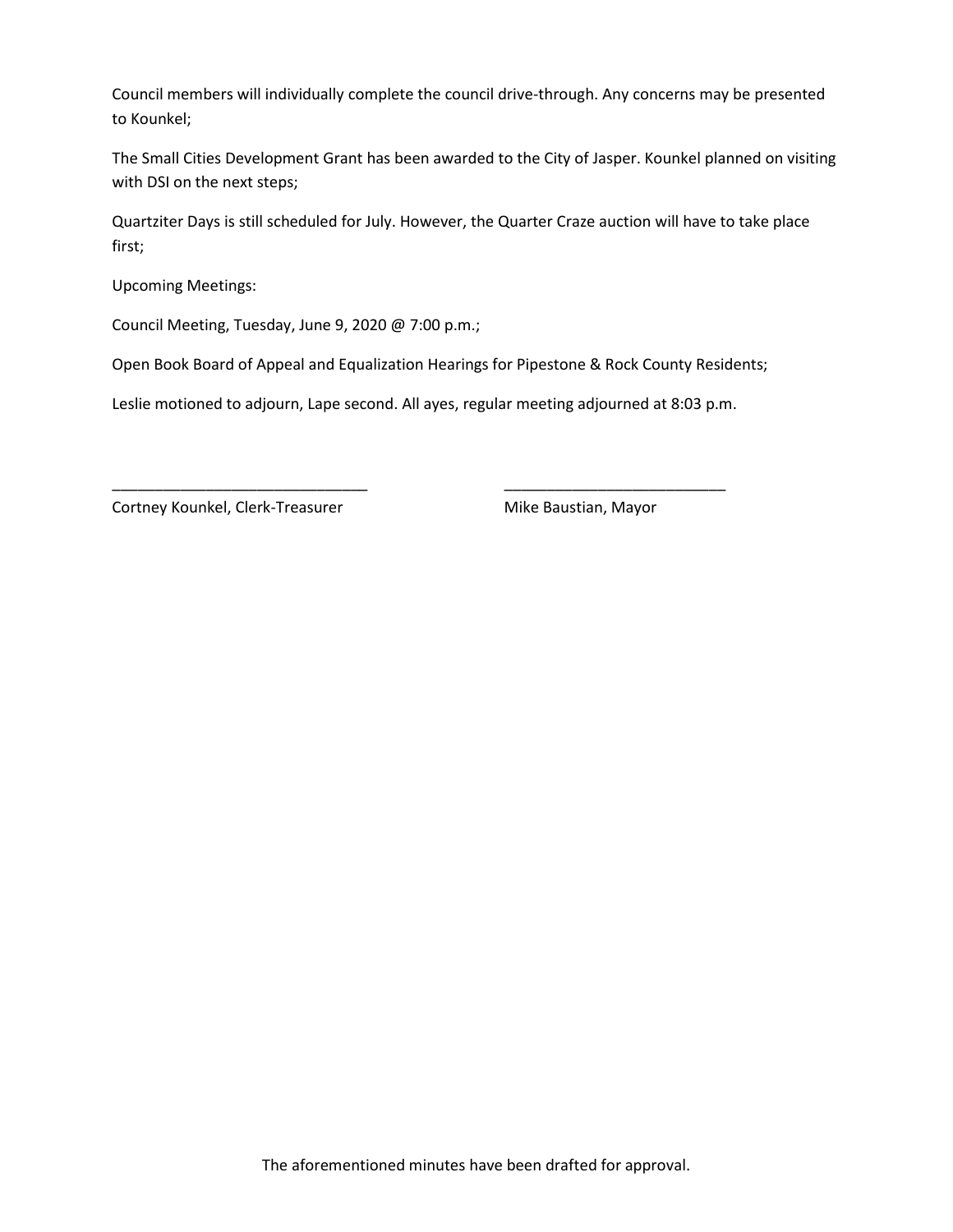Council members will individually complete the council drive-through. Any concerns may be presented to Kounkel;

The Small Cities Development Grant has been awarded to the City of Jasper. Kounkel planned on visiting with DSI on the next steps;

Quartziter Days is still scheduled for July. However, the Quarter Craze auction will have to take place first;

Upcoming Meetings:

Council Meeting, Tuesday, June 9, 2020 @ 7:00 p.m.;

Open Book Board of Appeal and Equalization Hearings for Pipestone & Rock County Residents;

Leslie motioned to adjourn, Lape second. All ayes, regular meeting adjourned at 8:03 p.m.

______________________________ ______________________________

Cortney Kounkel, Clerk-Treasurer Mike Baustian, Mayor

The aforementioned minutes have been drafted for approval.